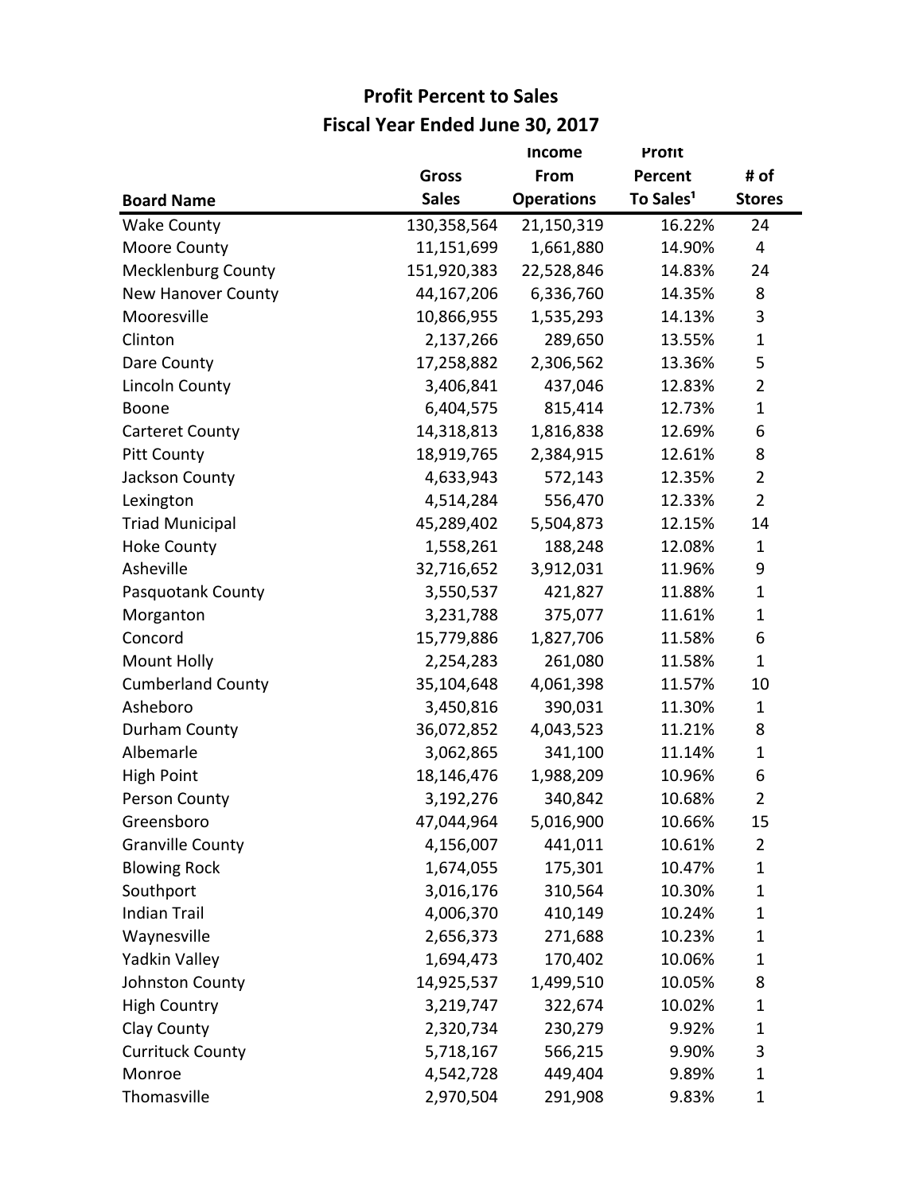# Profit Percent to Sales

## Fiscal Year Ended June 30, 2017

| Board Name | Gross Sales | Income From Operations | Profit Percent To Sales[1] | # of Stores |
|---|---|---|---|---|
| Wake County | 130,358,564 | 21,150,319 | 16.22% | 24 |
| Moore County | 11,151,699 | 1,661,880 | 14.90% | 4 |
| Mecklenburg County | 151,920,383 | 22,528,846 | 14.83% | 24 |
| New Hanover County | 44,167,206 | 6,336,760 | 14.35% | 8 |
| Mooresville | 10,866,955 | 1,535,293 | 14.13% | 3 |
| Clinton | 2,137,266 | 289,650 | 13.55% | 1 |
| Dare County | 17,258,882 | 2,306,562 | 13.36% | 5 |
| Lincoln County | 3,406,841 | 437,046 | 12.83% | 2 |
| Boone | 6,404,575 | 815,414 | 12.73% | 1 |
| Carteret County | 14,318,813 | 1,816,838 | 12.69% | 6 |
| Pitt County | 18,919,765 | 2,384,915 | 12.61% | 8 |
| Jackson County | 4,633,943 | 572,143 | 12.35% | 2 |
| Lexington | 4,514,284 | 556,470 | 12.33% | 2 |
| Triad Municipal | 45,289,402 | 5,504,873 | 12.15% | 14 |
| Hoke County | 1,558,261 | 188,248 | 12.08% | 1 |
| Asheville | 32,716,652 | 3,912,031 | 11.96% | 9 |
| Pasquotank County | 3,550,537 | 421,827 | 11.88% | 1 |
| Morganton | 3,231,788 | 375,077 | 11.61% | 1 |
| Concord | 15,779,886 | 1,827,706 | 11.58% | 6 |
| Mount Holly | 2,254,283 | 261,080 | 11.58% | 1 |
| Cumberland County | 35,104,648 | 4,061,398 | 11.57% | 10 |
| Asheboro | 3,450,816 | 390,031 | 11.30% | 1 |
| Durham County | 36,072,852 | 4,043,523 | 11.21% | 8 |
| Albemarle | 3,062,865 | 341,100 | 11.14% | 1 |
| High Point | 18,146,476 | 1,988,209 | 10.96% | 6 |
| Person County | 3,192,276 | 340,842 | 10.68% | 2 |
| Greensboro | 47,044,964 | 5,016,900 | 10.66% | 15 |
| Granville County | 4,156,007 | 441,011 | 10.61% | 2 |
| Blowing Rock | 1,674,055 | 175,301 | 10.47% | 1 |
| Southport | 3,016,176 | 310,564 | 10.30% | 1 |
| Indian Trail | 4,006,370 | 410,149 | 10.24% | 1 |
| Waynesville | 2,656,373 | 271,688 | 10.23% | 1 |
| Yadkin Valley | 1,694,473 | 170,402 | 10.06% | 1 |
| Johnston County | 14,925,537 | 1,499,510 | 10.05% | 8 |
| High Country | 3,219,747 | 322,674 | 10.02% | 1 |
| Clay County | 2,320,734 | 230,279 | 9.92% | 1 |
| Currituck County | 5,718,167 | 566,215 | 9.90% | 3 |
| Monroe | 4,542,728 | 449,404 | 9.89% | 1 |
| Thomasville | 2,970,504 | 291,908 | 9.83% | 1 |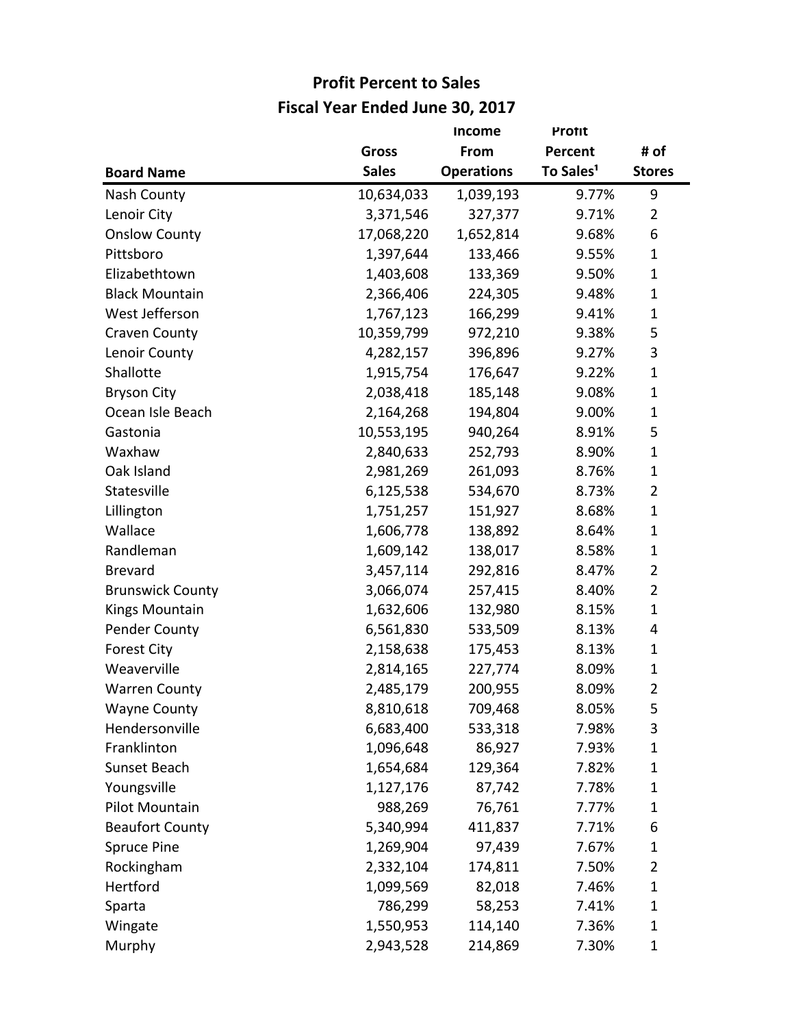# Profit Percent to Sales

## Fiscal Year Ended June 30, 2017

| Board Name | Gross Sales | Income From Operations | Profit Percent To Sales[1] | # of Stores |
|---|---|---|---|---|
| Nash County | 10,634,033 | 1,039,193 | 9.77% | 9 |
| Lenoir City | 3,371,546 | 327,377 | 9.71% | 2 |
| Onslow County | 17,068,220 | 1,652,814 | 9.68% | 6 |
| Pittsboro | 1,397,644 | 133,466 | 9.55% | 1 |
| Elizabethtown | 1,403,608 | 133,369 | 9.50% | 1 |
| Black Mountain | 2,366,406 | 224,305 | 9.48% | 1 |
| West Jefferson | 1,767,123 | 166,299 | 9.41% | 1 |
| Craven County | 10,359,799 | 972,210 | 9.38% | 5 |
| Lenoir County | 4,282,157 | 396,896 | 9.27% | 3 |
| Shallotte | 1,915,754 | 176,647 | 9.22% | 1 |
| Bryson City | 2,038,418 | 185,148 | 9.08% | 1 |
| Ocean Isle Beach | 2,164,268 | 194,804 | 9.00% | 1 |
| Gastonia | 10,553,195 | 940,264 | 8.91% | 5 |
| Waxhaw | 2,840,633 | 252,793 | 8.90% | 1 |
| Oak Island | 2,981,269 | 261,093 | 8.76% | 1 |
| Statesville | 6,125,538 | 534,670 | 8.73% | 2 |
| Lillington | 1,751,257 | 151,927 | 8.68% | 1 |
| Wallace | 1,606,778 | 138,892 | 8.64% | 1 |
| Randleman | 1,609,142 | 138,017 | 8.58% | 1 |
| Brevard | 3,457,114 | 292,816 | 8.47% | 2 |
| Brunswick County | 3,066,074 | 257,415 | 8.40% | 2 |
| Kings Mountain | 1,632,606 | 132,980 | 8.15% | 1 |
| Pender County | 6,561,830 | 533,509 | 8.13% | 4 |
| Forest City | 2,158,638 | 175,453 | 8.13% | 1 |
| Weaverville | 2,814,165 | 227,774 | 8.09% | 1 |
| Warren County | 2,485,179 | 200,955 | 8.09% | 2 |
| Wayne County | 8,810,618 | 709,468 | 8.05% | 5 |
| Hendersonville | 6,683,400 | 533,318 | 7.98% | 3 |
| Franklinton | 1,096,648 | 86,927 | 7.93% | 1 |
| Sunset Beach | 1,654,684 | 129,364 | 7.82% | 1 |
| Youngsville | 1,127,176 | 87,742 | 7.78% | 1 |
| Pilot Mountain | 988,269 | 76,761 | 7.77% | 1 |
| Beaufort County | 5,340,994 | 411,837 | 7.71% | 6 |
| Spruce Pine | 1,269,904 | 97,439 | 7.67% | 1 |
| Rockingham | 2,332,104 | 174,811 | 7.50% | 2 |
| Hertford | 1,099,569 | 82,018 | 7.46% | 1 |
| Sparta | 786,299 | 58,253 | 7.41% | 1 |
| Wingate | 1,550,953 | 114,140 | 7.36% | 1 |
| Murphy | 2,943,528 | 214,869 | 7.30% | 1 |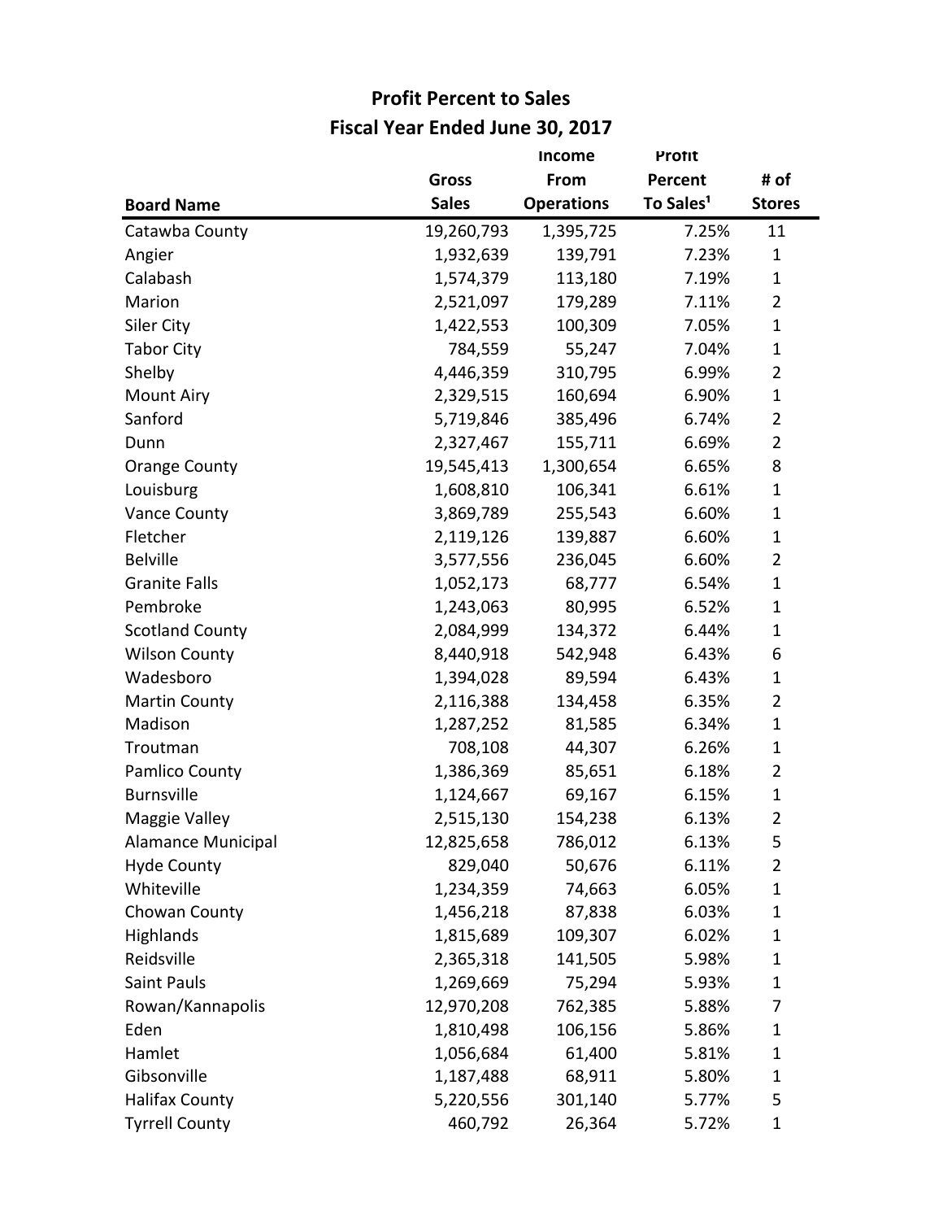# Profit Percent to Sales

## Fiscal Year Ended June 30, 2017

| Board Name | Gross Sales | Income From Operations | Profit Percent To Sales[1] | # of Stores |
|---|---|---|---|---|
| Catawba County | 19,260,793 | 1,395,725 | 7.25% | 11 |
| Angier | 1,932,639 | 139,791 | 7.23% | 1 |
| Calabash | 1,574,379 | 113,180 | 7.19% | 1 |
| Marion | 2,521,097 | 179,289 | 7.11% | 2 |
| Siler City | 1,422,553 | 100,309 | 7.05% | 1 |
| Tabor City | 784,559 | 55,247 | 7.04% | 1 |
| Shelby | 4,446,359 | 310,795 | 6.99% | 2 |
| Mount Airy | 2,329,515 | 160,694 | 6.90% | 1 |
| Sanford | 5,719,846 | 385,496 | 6.74% | 2 |
| Dunn | 2,327,467 | 155,711 | 6.69% | 2 |
| Orange County | 19,545,413 | 1,300,654 | 6.65% | 8 |
| Louisburg | 1,608,810 | 106,341 | 6.61% | 1 |
| Vance County | 3,869,789 | 255,543 | 6.60% | 1 |
| Fletcher | 2,119,126 | 139,887 | 6.60% | 1 |
| Belville | 3,577,556 | 236,045 | 6.60% | 2 |
| Granite Falls | 1,052,173 | 68,777 | 6.54% | 1 |
| Pembroke | 1,243,063 | 80,995 | 6.52% | 1 |
| Scotland County | 2,084,999 | 134,372 | 6.44% | 1 |
| Wilson County | 8,440,918 | 542,948 | 6.43% | 6 |
| Wadesboro | 1,394,028 | 89,594 | 6.43% | 1 |
| Martin County | 2,116,388 | 134,458 | 6.35% | 2 |
| Madison | 1,287,252 | 81,585 | 6.34% | 1 |
| Troutman | 708,108 | 44,307 | 6.26% | 1 |
| Pamlico County | 1,386,369 | 85,651 | 6.18% | 2 |
| Burnsville | 1,124,667 | 69,167 | 6.15% | 1 |
| Maggie Valley | 2,515,130 | 154,238 | 6.13% | 2 |
| Alamance Municipal | 12,825,658 | 786,012 | 6.13% | 5 |
| Hyde County | 829,040 | 50,676 | 6.11% | 2 |
| Whiteville | 1,234,359 | 74,663 | 6.05% | 1 |
| Chowan County | 1,456,218 | 87,838 | 6.03% | 1 |
| Highlands | 1,815,689 | 109,307 | 6.02% | 1 |
| Reidsville | 2,365,318 | 141,505 | 5.98% | 1 |
| Saint Pauls | 1,269,669 | 75,294 | 5.93% | 1 |
| Rowan/Kannapolis | 12,970,208 | 762,385 | 5.88% | 7 |
| Eden | 1,810,498 | 106,156 | 5.86% | 1 |
| Hamlet | 1,056,684 | 61,400 | 5.81% | 1 |
| Gibsonville | 1,187,488 | 68,911 | 5.80% | 1 |
| Halifax County | 5,220,556 | 301,140 | 5.77% | 5 |
| Tyrrell County | 460,792 | 26,364 | 5.72% | 1 |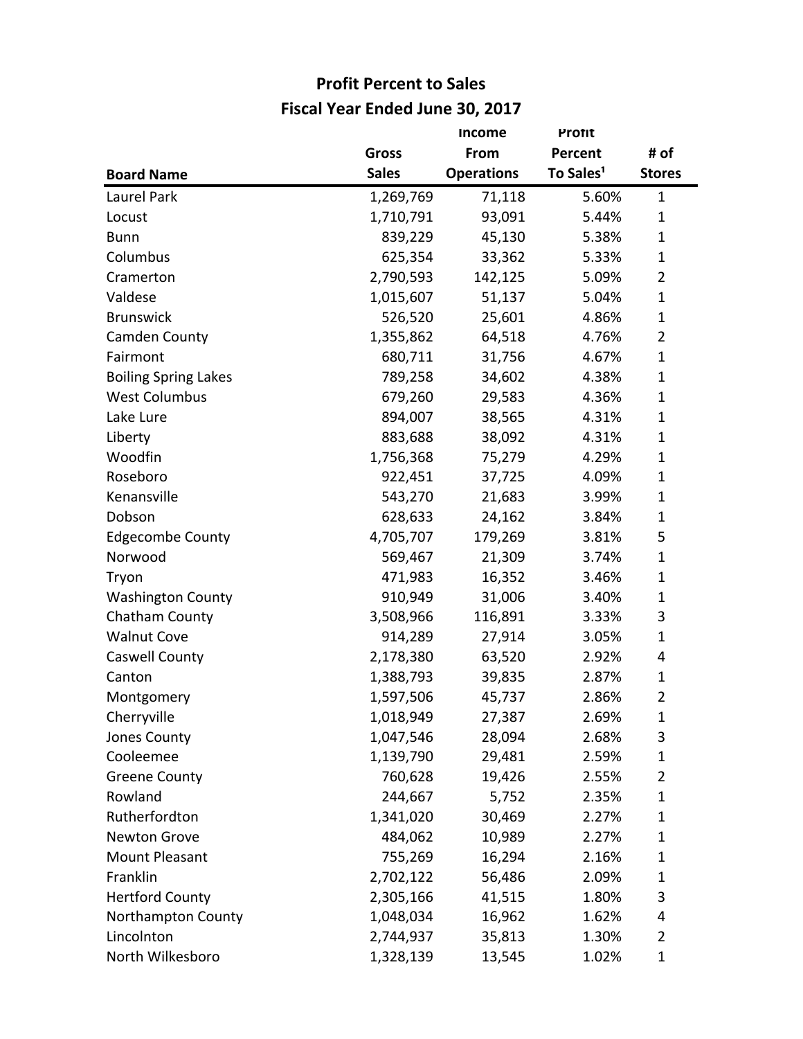## Profit Percent to Sales
## Fiscal Year Ended June 30, 2017

| Board Name | Gross Sales | Income From Operations | Profit Percent To Sales[1] | # of Stores |
|---|---|---|---|---|
| Laurel Park | 1,269,769 | 71,118 | 5.60% | 1 |
| Locust | 1,710,791 | 93,091 | 5.44% | 1 |
| Bunn | 839,229 | 45,130 | 5.38% | 1 |
| Columbus | 625,354 | 33,362 | 5.33% | 1 |
| Cramerton | 2,790,593 | 142,125 | 5.09% | 2 |
| Valdese | 1,015,607 | 51,137 | 5.04% | 1 |
| Brunswick | 526,520 | 25,601 | 4.86% | 1 |
| Camden County | 1,355,862 | 64,518 | 4.76% | 2 |
| Fairmont | 680,711 | 31,756 | 4.67% | 1 |
| Boiling Spring Lakes | 789,258 | 34,602 | 4.38% | 1 |
| West Columbus | 679,260 | 29,583 | 4.36% | 1 |
| Lake Lure | 894,007 | 38,565 | 4.31% | 1 |
| Liberty | 883,688 | 38,092 | 4.31% | 1 |
| Woodfin | 1,756,368 | 75,279 | 4.29% | 1 |
| Roseboro | 922,451 | 37,725 | 4.09% | 1 |
| Kenansville | 543,270 | 21,683 | 3.99% | 1 |
| Dobson | 628,633 | 24,162 | 3.84% | 1 |
| Edgecombe County | 4,705,707 | 179,269 | 3.81% | 5 |
| Norwood | 569,467 | 21,309 | 3.74% | 1 |
| Tryon | 471,983 | 16,352 | 3.46% | 1 |
| Washington County | 910,949 | 31,006 | 3.40% | 1 |
| Chatham County | 3,508,966 | 116,891 | 3.33% | 3 |
| Walnut Cove | 914,289 | 27,914 | 3.05% | 1 |
| Caswell County | 2,178,380 | 63,520 | 2.92% | 4 |
| Canton | 1,388,793 | 39,835 | 2.87% | 1 |
| Montgomery | 1,597,506 | 45,737 | 2.86% | 2 |
| Cherryville | 1,018,949 | 27,387 | 2.69% | 1 |
| Jones County | 1,047,546 | 28,094 | 2.68% | 3 |
| Cooleemee | 1,139,790 | 29,481 | 2.59% | 1 |
| Greene County | 760,628 | 19,426 | 2.55% | 2 |
| Rowland | 244,667 | 5,752 | 2.35% | 1 |
| Rutherfordton | 1,341,020 | 30,469 | 2.27% | 1 |
| Newton Grove | 484,062 | 10,989 | 2.27% | 1 |
| Mount Pleasant | 755,269 | 16,294 | 2.16% | 1 |
| Franklin | 2,702,122 | 56,486 | 2.09% | 1 |
| Hertford County | 2,305,166 | 41,515 | 1.80% | 3 |
| Northampton County | 1,048,034 | 16,962 | 1.62% | 4 |
| Lincolnton | 2,744,937 | 35,813 | 1.30% | 2 |
| North Wilkesboro | 1,328,139 | 13,545 | 1.02% | 1 |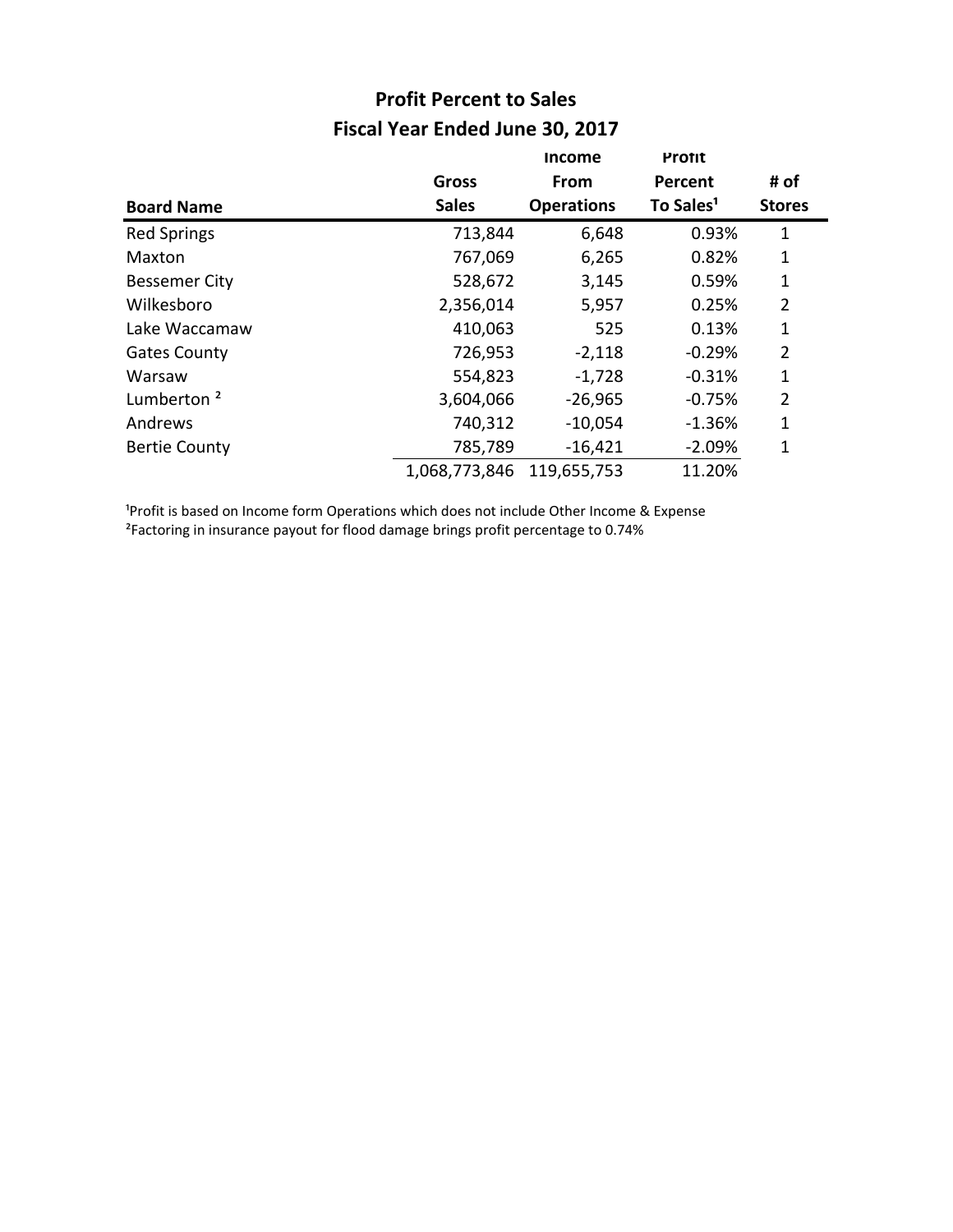# Profit Percent to Sales
## Fiscal Year Ended June 30, 2017

| Board Name | Gross Sales | Income From Operations | Profit Percent To Sales[1] | # of Stores |
|---|---|---|---|---|
| Red Springs | 713,844 | 6,648 | 0.93% | 1 |
| Maxton | 767,069 | 6,265 | 0.82% | 1 |
| Bessemer City | 528,672 | 3,145 | 0.59% | 1 |
| Wilkesboro | 2,356,014 | 5,957 | 0.25% | 2 |
| Lake Waccamaw | 410,063 | 525 | 0.13% | 1 |
| Gates County | 726,953 | -2,118 | -0.29% | 2 |
| Warsaw | 554,823 | -1,728 | -0.31% | 1 |
| Lumberton [2] | 3,604,066 | -26,965 | -0.75% | 2 |
| Andrews | 740,312 | -10,054 | -1.36% | 1 |
| Bertie County | 785,789 | -16,421 | -2.09% | 1 |
| | 1,068,773,846 | 119,655,753 | 11.20% | |

[1]Profit is based on Income form Operations which does not include Other Income & Expense

[2]Factoring in insurance payout for flood damage brings profit percentage to 0.74%